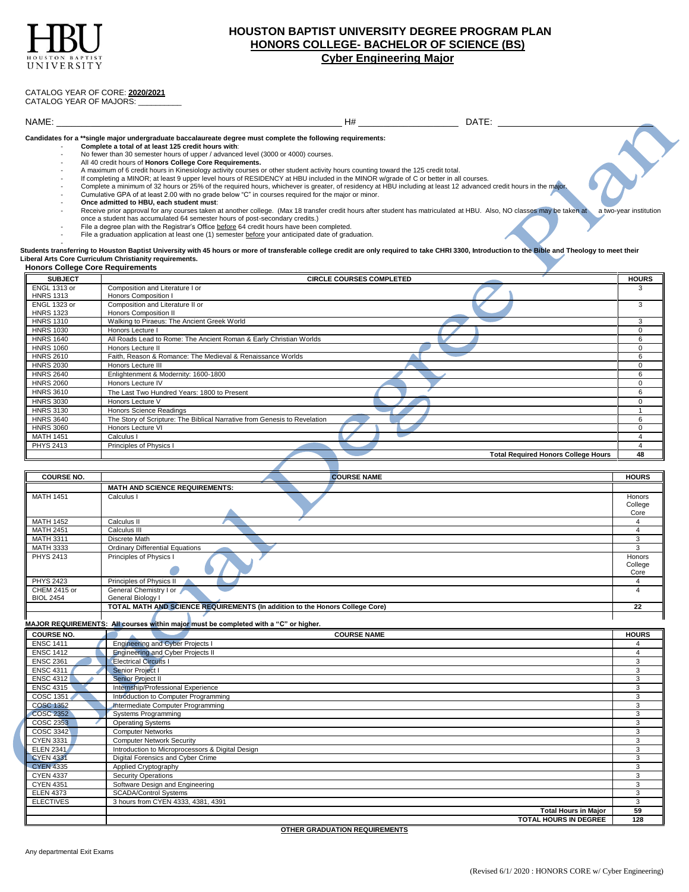# HOUSTON BAPTIST UNIVERSITY DEGREE PROGRAM PLAN

## HONORS COLLEGE- BACHELOR OF SCIENCE (BS)

## Cyber Engineering Major

CATALOG YEAR OF CORE: **2020/2021**
CATALOG YEAR OF MAJORS: __________

NAME: ______________________________ H# ______________ DATE: ______________

**Candidates for a **single major undergraduate baccalaureate degree must complete the following requirements:**

- **Complete a total of at least 125 credit hours with**:
- No fewer than 30 semester hours of upper / advanced level (3000 or 4000) courses.
- All 40 credit hours of **Honors College Core Requirements.**
- A maximum of 6 credit hours in Kinesiology activity courses or other student activity hours counting toward the 125 credit total.
- If completing a MINOR; at least 9 upper level hours of RESIDENCY at HBU included in the MINOR w/grade of C or better in all courses.
- Complete a minimum of 32 hours or 25% of the required hours, whichever is greater, of residency at HBU including at least 12 advanced credit hours in the major.
- Cumulative GPA of at least 2.00 with no grade below "C" in courses required for the major or minor.
- **Once admitted to HBU, each student must**:
- Receive prior approval for any courses taken at another college. (Max 18 transfer credit hours after student has matriculated at HBU. Also, NO classes may be taken at a two-year institution once a student has accumulated 64 semester hours of post-secondary credits.)
- File a degree plan with the Registrar's Office before 64 credit hours have been completed.
- File a graduation application at least one (1) semester before your anticipated date of graduation.

**Students transferring to Houston Baptist University with 45 hours or more of transferable college credit are only required to take CHRI 3300, Introduction to the Bible and Theology to meet their Liberal Arts Core Curriculum Christianity requirements.**

**Honors College Core Requirements**

| SUBJECT | CIRCLE COURSES COMPLETED | HOURS |
|---|---|---|
| ENGL 1313 or HNRS 1313 | Composition and Literature I or Honors Composition I | 3 |
| ENGL 1323 or HNRS 1323 | Composition and Literature II or Honors Composition II | 3 |
| HNRS 1310 | Walking to Piraeus: The Ancient Greek World | 3 |
| HNRS 1030 | Honors Lecture I | 0 |
| HNRS 1640 | All Roads Lead to Rome: The Ancient Roman & Early Christian Worlds | 6 |
| HNRS 1060 | Honors Lecture II | 0 |
| HNRS 2610 | Faith, Reason & Romance: The Medieval & Renaissance Worlds | 6 |
| HNRS 2030 | Honors Lecture III | 0 |
| HNRS 2640 | Enlightenment & Modernity: 1600-1800 | 6 |
| HNRS 2060 | Honors Lecture IV | 0 |
| HNRS 3610 | The Last Two Hundred Years: 1800 to Present | 6 |
| HNRS 3030 | Honors Lecture V | 0 |
| HNRS 3130 | Honors Science Readings | 1 |
| HNRS 3640 | The Story of Scripture: The Biblical Narrative from Genesis to Revelation | 6 |
| HNRS 3060 | Honors Lecture VI | 0 |
| MATH 1451 | Calculus I | 4 |
| PHYS 2413 | Principles of Physics I | 4 |
| | **Total Required Honors College Hours** | **48** |

| COURSE NO. | COURSE NAME | HOURS |
|---|---|---|
| | **MATH AND SCIENCE REQUIREMENTS:** | |
| MATH 1451 | Calculus I | Honors College Core |
| MATH 1452 | Calculus II | 4 |
| MATH 2451 | Calculus III | 4 |
| MATH 3311 | Discrete Math | 3 |
| MATH 3333 | Ordinary Differential Equations | 3 |
| PHYS 2413 | Principles of Physics I | Honors College Core |
| PHYS 2423 | Principles of Physics II | 4 |
| CHEM 2415 or BIOL 2454 | General Chemistry I or General Biology I | 4 |
| | **TOTAL MATH AND SCIENCE REQUIREMENTS (In addition to the Honors College Core)** | **22** |

**MAJOR REQUIREMENTS: All courses within major must be completed with a "C" or higher.**

| COURSE NO. | COURSE NAME | HOURS |
|---|---|---|
| ENSC 1411 | Engineering and Cyber Projects I | 4 |
| ENSC 1412 | Engineering and Cyber Projects II | 4 |
| ENSC 2361 | Electrical Circuits I | 3 |
| ENSC 4311 | Senior Project I | 3 |
| ENSC 4312 | Senior Project II | 3 |
| ENSC 4315 | Internship/Professional Experience | 3 |
| COSC 1351 | Introduction to Computer Programming | 3 |
| COSC 1352 | Intermediate Computer Programming | 3 |
| COSC 2352 | Systems Programming | 3 |
| COSC 2353 | Operating Systems | 3 |
| COSC 3342 | Computer Networks | 3 |
| CYEN 3331 | Computer Network Security | 3 |
| ELEN 2341 | Introduction to Microprocessors & Digital Design | 3 |
| CYEN 4331 | Digital Forensics and Cyber Crime | 3 |
| CYEN 4335 | Applied Cryptography | 3 |
| CYEN 4337 | Security Operations | 3 |
| CYEN 4351 | Software Design and Engineering | 3 |
| ELEN 4373 | SCADA/Control Systems | 3 |
| ELECTIVES | 3 hours from CYEN 4333, 4381, 4391 | 3 |
| | **Total Hours in Major** | **59** |
| | **TOTAL HOURS IN DEGREE** | **128** |

**OTHER GRADUATION REQUIREMENTS**

Any departmental Exit Exams

(Revised 6/1/ 2020 : HONORS CORE w/ Cyber Engineering)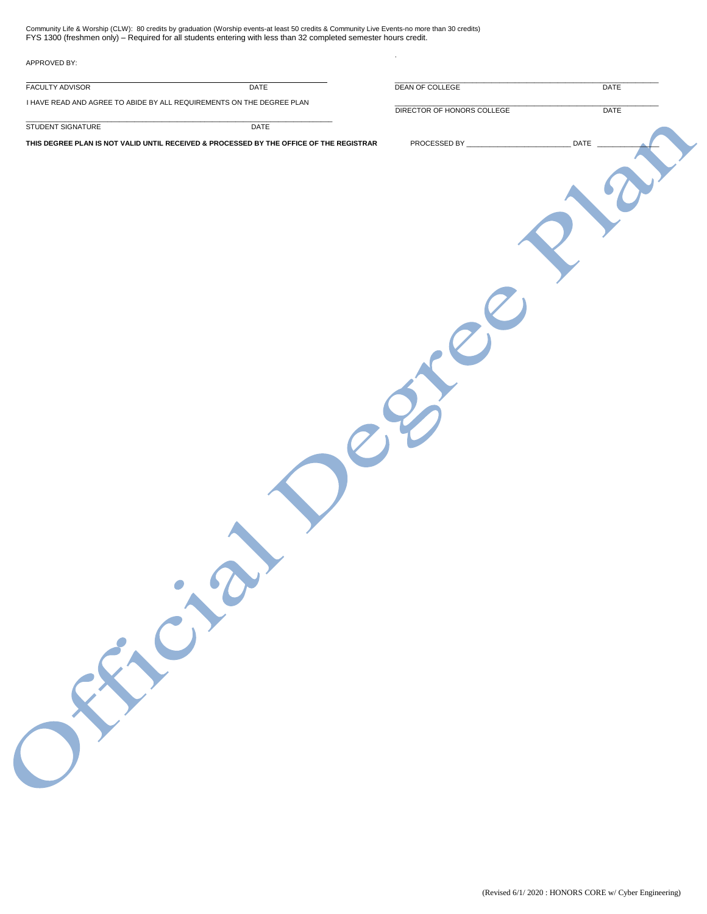Community Life & Worship (CLW): 80 credits by graduation (Worship events-at least 50 credits & Community Live Events-no more than 30 credits)
FYS 1300 (freshmen only) – Required for all students entering with less than 32 completed semester hours credit.

APPROVED BY:

| | | | |
|---|---|---|---|
| FACULTY ADVISOR | DATE | DEAN OF COLLEGE | DATE |
| | | DIRECTOR OF HONORS COLLEGE | DATE |

I HAVE READ AND AGREE TO ABIDE BY ALL REQUIREMENTS ON THE DEGREE PLAN

STUDENT SIGNATURE DATE

**THIS DEGREE PLAN IS NOT VALID UNTIL RECEIVED & PROCESSED BY THE OFFICE OF THE REGISTRAR** PROCESSED BY ________________________ DATE ____________

Official Degree Plan

(Revised 6/1/ 2020 : HONORS CORE w/ Cyber Engineering)